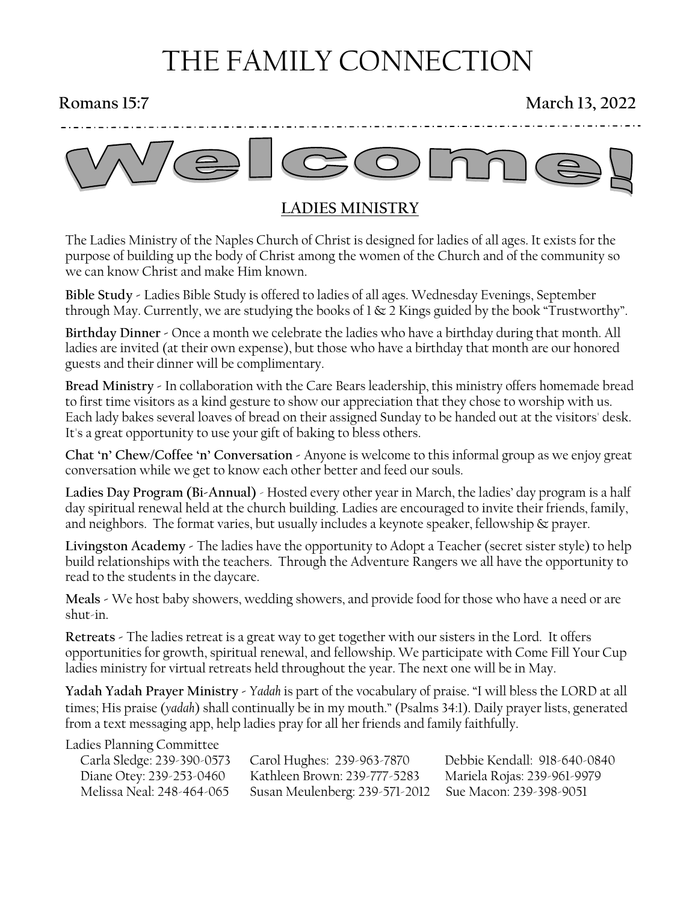# THE FAMILY CONNECTION

**Romans 15:7** **March 13, 2022**

# Welcome!

## LADIES MINISTRY

The Ladies Ministry of the Naples Church of Christ is designed for ladies of all ages. It exists for the purpose of building up the body of Christ among the women of the Church and of the community so we can know Christ and make Him known.

**Bible Study** - Ladies Bible Study is offered to ladies of all ages. Wednesday Evenings, September through May. Currently, we are studying the books of 1 & 2 Kings guided by the book "Trustworthy".

**Birthday Dinner** - Once a month we celebrate the ladies who have a birthday during that month. All ladies are invited (at their own expense), but those who have a birthday that month are our honored guests and their dinner will be complimentary.

**Bread Ministry** - In collaboration with the Care Bears leadership, this ministry offers homemade bread to first time visitors as a kind gesture to show our appreciation that they chose to worship with us. Each lady bakes several loaves of bread on their assigned Sunday to be handed out at the visitors' desk. It's a great opportunity to use your gift of baking to bless others.

**Chat 'n' Chew/Coffee 'n' Conversation** - Anyone is welcome to this informal group as we enjoy great conversation while we get to know each other better and feed our souls.

**Ladies Day Program (Bi-Annual)** - Hosted every other year in March, the ladies' day program is a half day spiritual renewal held at the church building. Ladies are encouraged to invite their friends, family, and neighbors. The format varies, but usually includes a keynote speaker, fellowship & prayer.

**Livingston Academy** - The ladies have the opportunity to Adopt a Teacher (secret sister style) to help build relationships with the teachers. Through the Adventure Rangers we all have the opportunity to read to the students in the daycare.

**Meals** - We host baby showers, wedding showers, and provide food for those who have a need or are shut-in.

**Retreats** - The ladies retreat is a great way to get together with our sisters in the Lord. It offers opportunities for growth, spiritual renewal, and fellowship. We participate with Come Fill Your Cup ladies ministry for virtual retreats held throughout the year. The next one will be in May.

**Yadah Yadah Prayer Ministry** - *Yadah* is part of the vocabulary of praise. "I will bless the LORD at all times; His praise (*yadah*) shall continually be in my mouth." (Psalms 34:1). Daily prayer lists, generated from a text messaging app, help ladies pray for all her friends and family faithfully.

Ladies Planning Committee

Carla Sledge: 239-390-0573
Carol Hughes: 239-963-7870
Debbie Kendall: 918-640-0840
Diane Otey: 239-253-0460
Kathleen Brown: 239-777-5283
Mariela Rojas: 239-961-9979
Melissa Neal: 248-464-065
Susan Meulenberg: 239-571-2012
Sue Macon: 239-398-9051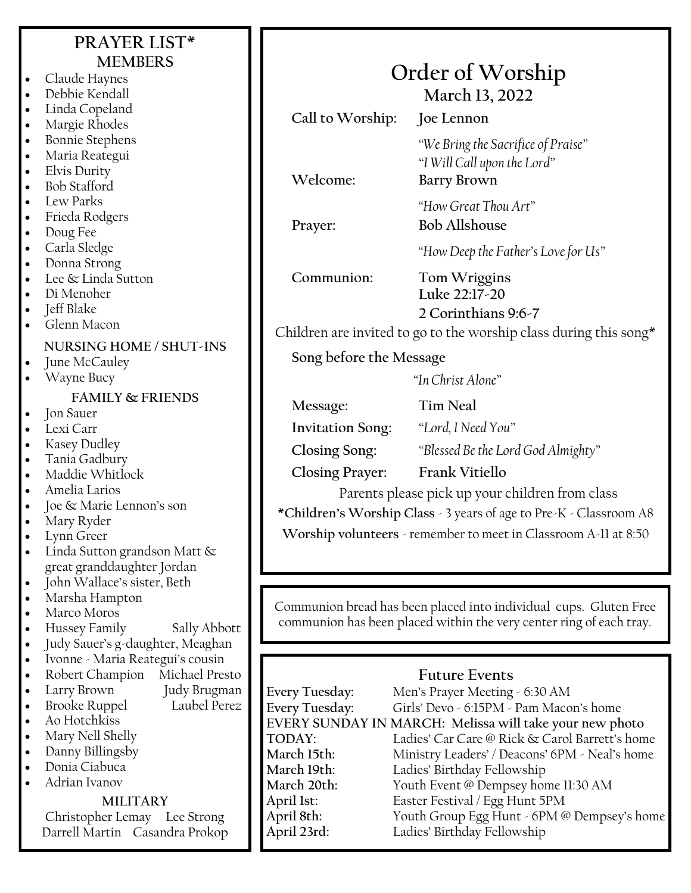## PRAYER LIST*

### MEMBERS

- Claude Haynes
- Debbie Kendall
- Linda Copeland
- Margie Rhodes
- Bonnie Stephens
- Maria Reategui
- Elvis Durity
- Bob Stafford
- Lew Parks
- Frieda Rodgers
- Doug Fee
- Carla Sledge
- Donna Strong
- Lee & Linda Sutton
- Di Menoher
- Jeff Blake
- Glenn Macon

### NURSING HOME / SHUT-INS

- June McCauley
- Wayne Bucy

### FAMILY & FRIENDS

- Jon Sauer
- Lexi Carr
- Kasey Dudley
- Tania Gadbury
- Maddie Whitlock
- Amelia Larios
- Joe & Marie Lennon's son
- Mary Ryder
- Lynn Greer
- Linda Sutton grandson Matt & great granddaughter Jordan
- John Wallace's sister, Beth
- Marsha Hampton
- Marco Moros
- Hussey Family    Sally Abbott
- Judy Sauer's g-daughter, Meaghan
- Ivonne - Maria Reategui's cousin
- Robert Champion    Michael Presto
- Larry Brown    Judy Brugman
- Brooke Ruppel    Laubel Perez
- Ao Hotchkiss
- Mary Nell Shelly
- Danny Billingsby
- Donia Ciabuca
- Adrian Ivanov

### MILITARY

Christopher Lemay    Lee Strong
Darrell Martin    Casandra Prokop

# Order of Worship

**March 13, 2022**

**Call to Worship:** **Joe Lennon**

*"We Bring the Sacrifice of Praise"*
*"I Will Call upon the Lord"*

**Welcome:** **Barry Brown**

*"How Great Thou Art"*

**Prayer:** **Bob Allshouse**

*"How Deep the Father's Love for Us"*

**Communion:** **Tom Wriggins**
**Luke 22:17-20**
**2 Corinthians 9:6-7**

Children are invited to go to the worship class during this song*

**Song before the Message**

*"In Christ Alone"*

**Message:** **Tim Neal**

**Invitation Song:** *"Lord, I Need You"*

**Closing Song:** *"Blessed Be the Lord God Almighty"*

**Closing Prayer:** **Frank Vitiello**

Parents please pick up your children from class

***Children's Worship Class** - 3 years of age to Pre-K - Classroom A8

**Worship volunteers** - remember to meet in Classroom A-11 at 8:50

Communion bread has been placed into individual cups. Gluten Free communion has been placed within the very center ring of each tray.

## Future Events

**Every Tuesday:** Men's Prayer Meeting - 6:30 AM
**Every Tuesday:** Girls' Devo - 6:15PM - Pam Macon's home
**EVERY SUNDAY IN MARCH: Melissa will take your new photo**
**TODAY:** Ladies' Car Care @ Rick & Carol Barrett's home
**March 15th:** Ministry Leaders' / Deacons' 6PM - Neal's home
**March 19th:** Ladies' Birthday Fellowship
**March 20th:** Youth Event @ Dempsey home 11:30 AM
**April 1st:** Easter Festival / Egg Hunt 5PM
**April 8th:** Youth Group Egg Hunt - 6PM @ Dempsey's home
**April 23rd:** Ladies' Birthday Fellowship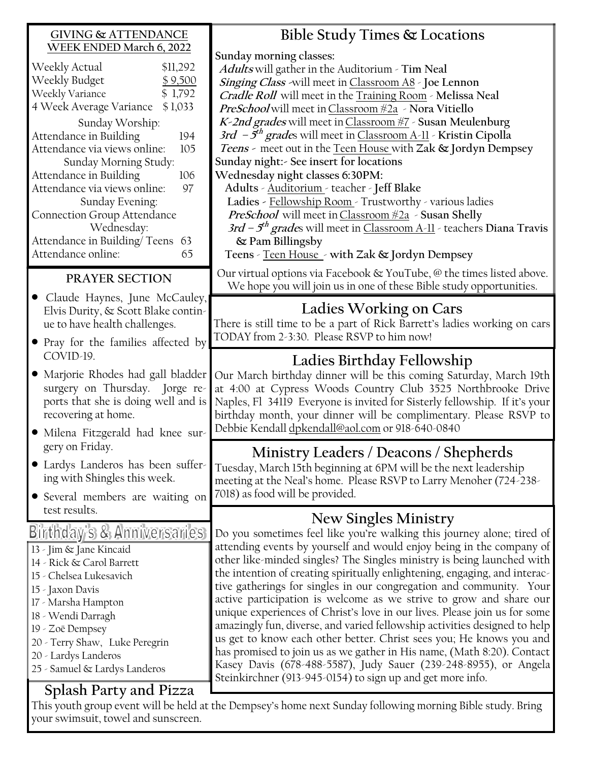## GIVING & ATTENDANCE WEEK ENDED March 6, 2022

| | |
|---|---|
| Weekly Actual | $11,292 |
| Weekly Budget | $ 9,500 |
| Weekly Variance | $ 1,792 |
| 4 Week Average Variance | $1,033 |

Sunday Worship:

| | |
|---|---|
| Attendance in Building | 194 |
| Attendance via views online: | 105 |

Sunday Morning Study:

| | |
|---|---|
| Attendance in Building | 106 |
| Attendance via views online: | 97 |

Sunday Evening:

Connection Group Attendance

Wednesday:

| | |
|---|---|
| Attendance in Building/ Teens | 63 |
| Attendance online: | 65 |

## PRAYER SECTION

- Claude Haynes, June McCauley, Elvis Durity, & Scott Blake continue to have health challenges.
- Pray for the families affected by COVID-19.
- Marjorie Rhodes had gall bladder surgery on Thursday. Jorge reports that she is doing well and is recovering at home.
- Milena Fitzgerald had knee surgery on Friday.
- Lardys Landeros has been suffering with Shingles this week.
- Several members are waiting on test results.

## Birthday's & Anniversaries

13 - Jim & Jane Kincaid
14 - Rick & Carol Barrett
15 - Chelsea Lukesavich
15 - Jaxon Davis
17 - Marsha Hampton
18 - Wendi Darragh
19 - Zoë Dempsey
20 - Terry Shaw, Luke Peregrin
20 - Lardys Landeros
25 - Samuel & Lardys Landeros

## Bible Study Times & Locations

**Sunday morning classes:**

***Adults*** will gather in the Auditorium - **Tim Neal**
***Singing Class*** -will meet in Classroom A8 - **Joe Lennon**
***Cradle Roll*** will meet in the Training Room - **Melissa Neal**
***PreSchool*** will meet in Classroom #2a - **Nora Vitiello**
***K-2nd grades*** will meet in Classroom #7 - **Susan Meulenburg**
***3rd – 5th grades*** will meet in Classroom A-11 - **Kristin Cipolla**
***Teens*** - meet out in the Teen House with **Zak & Jordyn Dempsey**

**Sunday night:- See insert for locations**

**Wednesday night classes 6:30PM:**

**Adults** - Auditorium - teacher - **Jeff Blake**
**Ladies** - Fellowship Room - Trustworthy - various ladies
***PreSchool*** will meet in Classroom #2a - **Susan Shelly**
***3rd – 5th grades*** will meet in Classroom A-11 - teachers **Diana Travis & Pam Billingsby**
**Teens** - Teen House - **with Zak & Jordyn Dempsey**

Our virtual options via Facebook & YouTube, @ the times listed above. We hope you will join us in one of these Bible study opportunities.

## Ladies Working on Cars

There is still time to be a part of Rick Barrett's ladies working on cars TODAY from 2-3:30. Please RSVP to him now!

## Ladies Birthday Fellowship

Our March birthday dinner will be this coming Saturday, March 19th at 4:00 at Cypress Woods Country Club 3525 Northbrooke Drive Naples, Fl 34119 Everyone is invited for Sisterly fellowship. If it's your birthday month, your dinner will be complimentary. Please RSVP to Debbie Kendall dpkendall@aol.com or 918-640-0840

## Ministry Leaders / Deacons / Shepherds

Tuesday, March 15th beginning at 6PM will be the next leadership meeting at the Neal's home. Please RSVP to Larry Menoher (724-238-7018) as food will be provided.

## New Singles Ministry

Do you sometimes feel like you're walking this journey alone; tired of attending events by yourself and would enjoy being in the company of other like-minded singles? The Singles ministry is being launched with the intention of creating spiritually enlightening, engaging, and interactive gatherings for singles in our congregation and community. Your active participation is welcome as we strive to grow and share our unique experiences of Christ's love in our lives. Please join us for some amazingly fun, diverse, and varied fellowship activities designed to help us get to know each other better. Christ sees you; He knows you and has promised to join us as we gather in His name, (Math 8:20). Contact Kasey Davis (678-488-5587), Judy Sauer (239-248-8955), or Angela Steinkirchner (913-945-0154) to sign up and get more info.

## Splash Party and Pizza

This youth group event will be held at the Dempsey's home next Sunday following morning Bible study. Bring your swimsuit, towel and sunscreen.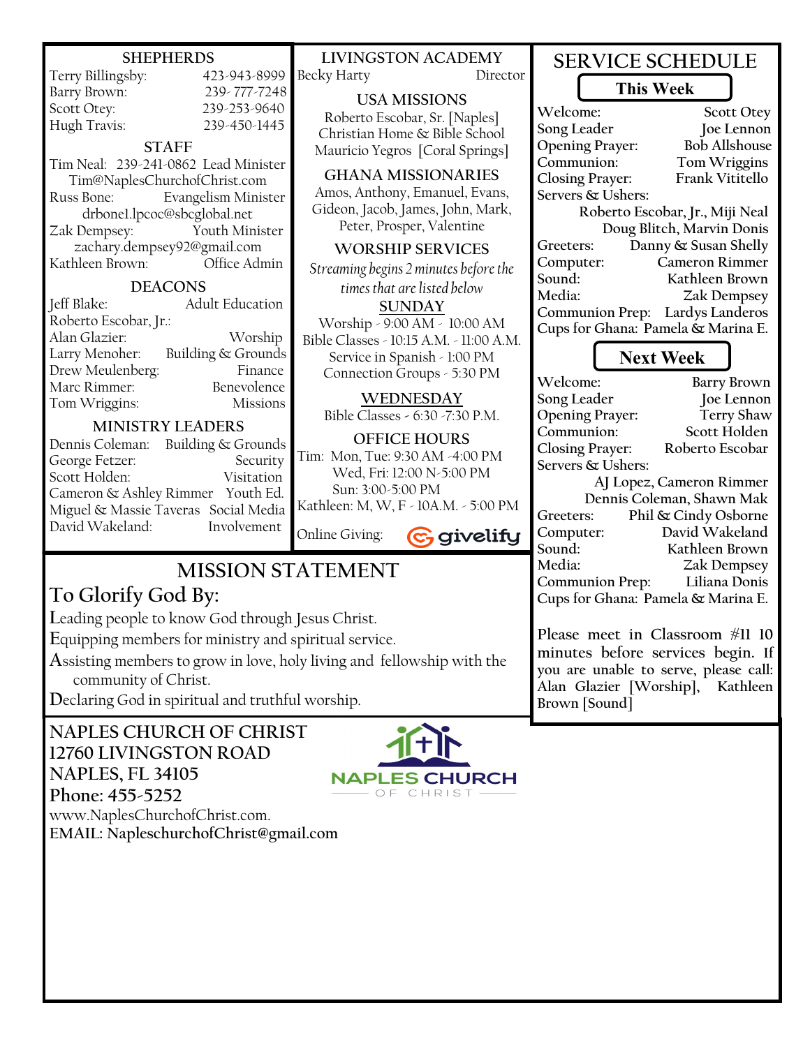## SHEPHERDS

| | |
|---|---|
| Terry Billingsby: | 423-943-8999 |
| Barry Brown: | 239- 777-7248 |
| Scott Otey: | 239-253-9640 |
| Hugh Travis: | 239-450-1445 |

## STAFF

Tim Neal: 239-241-0862 Lead Minister
Tim@NaplesChurchofChrist.com

Russ Bone: Evangelism Minister
drbone1.lpcoc@sbcglobal.net

Zak Dempsey: Youth Minister
zachary.dempsey92@gmail.com

Kathleen Brown: Office Admin

## DEACONS

| | |
|---|---|
| Jeff Blake: | Adult Education |
| Roberto Escobar, Jr.: | |
| Alan Glazier: | Worship |
| Larry Menoher: | Building & Grounds |
| Drew Meulenberg: | Finance |
| Marc Rimmer: | Benevolence |
| Tom Wriggins: | Missions |

## MINISTRY LEADERS

| | |
|---|---|
| Dennis Coleman: | Building & Grounds |
| George Fetzer: | Security |
| Scott Holden: | Visitation |
| Cameron & Ashley Rimmer | Youth Ed. |
| Miguel & Massie Taveras | Social Media |
| David Wakeland: | Involvement |

## LIVINGSTON ACADEMY

Becky Harty Director

## USA MISSIONS

Roberto Escobar, Sr. [Naples]
Christian Home & Bible School
Mauricio Yegros [Coral Springs]

## GHANA MISSIONARIES

Amos, Anthony, Emanuel, Evans, Gideon, Jacob, James, John, Mark, Peter, Prosper, Valentine

## WORSHIP SERVICES

*Streaming begins 2 minutes before the times that are listed below*

**SUNDAY**

Worship - 9:00 AM - 10:00 AM
Bible Classes - 10:15 A.M. - 11:00 A.M.
Service in Spanish - 1:00 PM
Connection Groups - 5:30 PM

**WEDNESDAY**

Bible Classes - 6:30 -7:30 P.M.

## OFFICE HOURS

Tim: Mon, Tue: 9:30 AM -4:00 PM
Wed, Fri: 12:00 N-5:00 PM
Sun: 3:00-5:00 PM

Kathleen: M, W, F - 10A.M. - 5:00 PM

Online Giving: givelify

## SERVICE SCHEDULE

### This Week

| | |
|---|---|
| Welcome: | Scott Otey |
| Song Leader | Joe Lennon |
| Opening Prayer: | Bob Allshouse |
| Communion: | Tom Wriggins |
| Closing Prayer: | Frank Vititello |
| Servers & Ushers: | Roberto Escobar, Jr., Miji Neal, Doug Blitch, Marvin Donis |
| Greeters: | Danny & Susan Shelly |
| Computer: | Cameron Rimmer |
| Sound: | Kathleen Brown |
| Media: | Zak Dempsey |
| Communion Prep: | Lardys Landeros |
| Cups for Ghana: | Pamela & Marina E. |

### Next Week

| | |
|---|---|
| Welcome: | Barry Brown |
| Song Leader | Joe Lennon |
| Opening Prayer: | Terry Shaw |
| Communion: | Scott Holden |
| Closing Prayer: | Roberto Escobar |
| Servers & Ushers: | AJ Lopez, Cameron Rimmer, Dennis Coleman, Shawn Mak |
| Greeters: | Phil & Cindy Osborne |
| Computer: | David Wakeland |
| Sound: | Kathleen Brown |
| Media: | Zak Dempsey |
| Communion Prep: | Liliana Donis |
| Cups for Ghana: | Pamela & Marina E. |

Please meet in Classroom #11 10 minutes before services begin. If you are unable to serve, please call: Alan Glazier [Worship], Kathleen Brown [Sound]

## MISSION STATEMENT

### To Glorify God By:

Leading people to know God through Jesus Christ.

Equipping members for ministry and spiritual service.

Assisting members to grow in love, holy living and fellowship with the community of Christ.

Declaring God in spiritual and truthful worship.

NAPLES CHURCH OF CHRIST
12760 LIVINGSTON ROAD
NAPLES, FL 34105
Phone: 455-5252
www.NaplesChurchofChrist.com.
EMAIL: NapleschurchofChrist@gmail.com

NAPLES CHURCH OF CHRIST